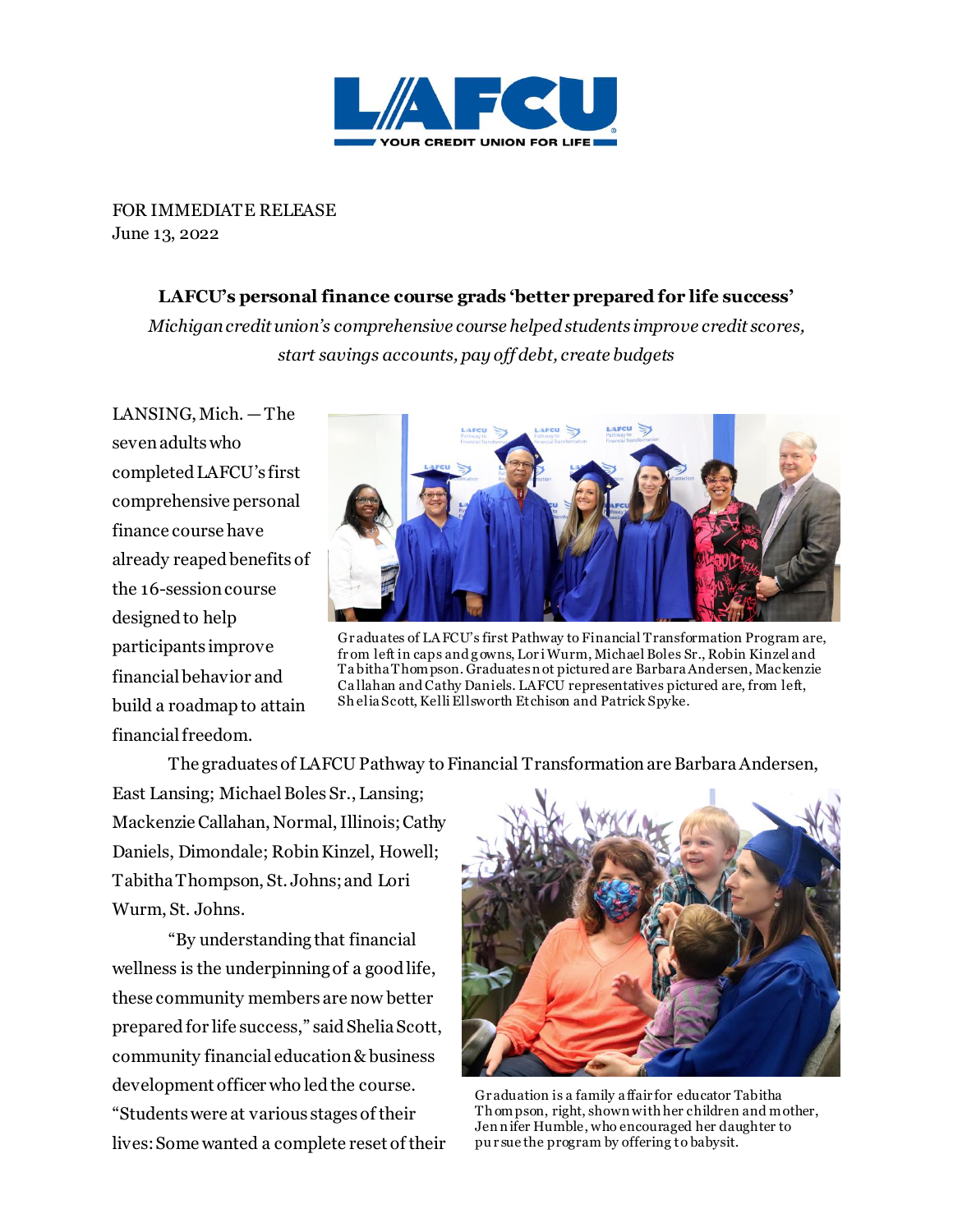LAFCU

YOUR CREDIT UNION FOR LIFE

FOR IMMEDIATE RELEASE
June 13, 2022

**LAFCU's personal finance course grads 'better prepared for life success'**

*Michigan credit union's comprehensive course helped students improve credit scores, start savings accounts, pay off debt, create budgets*

LANSING, Mich. — The seven adults who completed LAFCU's first comprehensive personal finance course have already reaped benefits of the 16-session course designed to help participants improve financial behavior and build a roadmap to attain financial freedom.

Graduates of LAFCU's first Pathway to Financial Transformation Program are, from left in caps and gowns, Lori Wurm, Michael Boles Sr., Robin Kinzel and Tabitha Thompson. Graduates not pictured are Barbara Andersen, Mackenzie Callahan and Cathy Daniels. LAFCU representatives pictured are, from left, Shelia Scott, Kelli Ellsworth Etchison and Patrick Spyke.

The graduates of LAFCU Pathway to Financial Transformation are Barbara Andersen, East Lansing; Michael Boles Sr., Lansing; Mackenzie Callahan, Normal, Illinois; Cathy Daniels, Dimondale; Robin Kinzel, Howell; Tabitha Thompson, St. Johns; and Lori Wurm, St. Johns.

"By understanding that financial wellness is the underpinning of a good life, these community members are now better prepared for life success," said Shelia Scott, community financial education & business development officer who led the course. "Students were at various stages of their lives: Some wanted a complete reset of their

Graduation is a family affair for educator Tabitha Thompson, right, shown with her children and mother, Jennifer Humble, who encouraged her daughter to pursue the program by offering to babysit.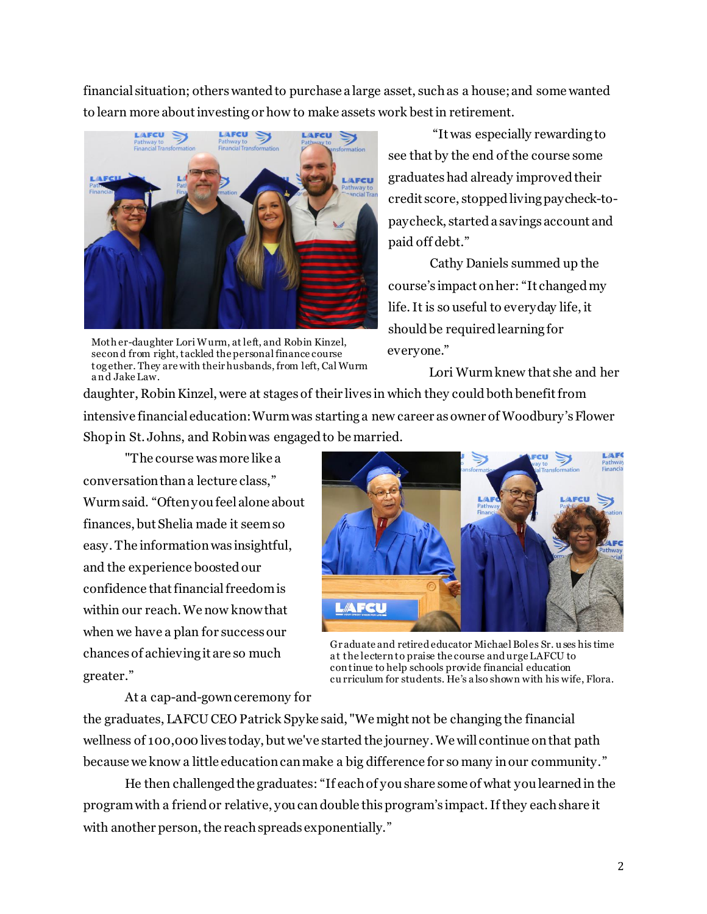financial situation; others wanted to purchase a large asset, such as a house; and some wanted to learn more about investing or how to make assets work best in retirement.

Mother-daughter Lori Wurm, at left, and Robin Kinzel, second from right, tackled the personal finance course together. They are with their husbands, from left, Cal Wurm and Jake Law.

"It was especially rewarding to see that by the end of the course some graduates had already improved their credit score, stopped living paycheck-to-paycheck, started a savings account and paid off debt."

Cathy Daniels summed up the course's impact on her: "It changed my life. It is so useful to everyday life, it should be required learning for everyone."

Lori Wurm knew that she and her daughter, Robin Kinzel, were at stages of their lives in which they could both benefit from intensive financial education: Wurm was starting a new career as owner of Woodbury's Flower Shop in St. Johns, and Robin was engaged to be married.

"The course was more like a conversation than a lecture class," Wurm said. "Often you feel alone about finances, but Shelia made it seem so easy. The information was insightful, and the experience boosted our confidence that financial freedom is within our reach. We now know that when we have a plan for success our chances of achieving it are so much greater."

Graduate and retired educator Michael Boles Sr. uses his time at the lectern to praise the course and urge LAFCU to continue to help schools provide financial education curriculum for students. He's also shown with his wife, Flora.

At a cap-and-gown ceremony for the graduates, LAFCU CEO Patrick Spyke said, "We might not be changing the financial wellness of 100,000 lives today, but we've started the journey. We will continue on that path because we know a little education can make a big difference for so many in our community."

He then challenged the graduates: "If each of you share some of what you learned in the program with a friend or relative, you can double this program's impact. If they each share it with another person, the reach spreads exponentially."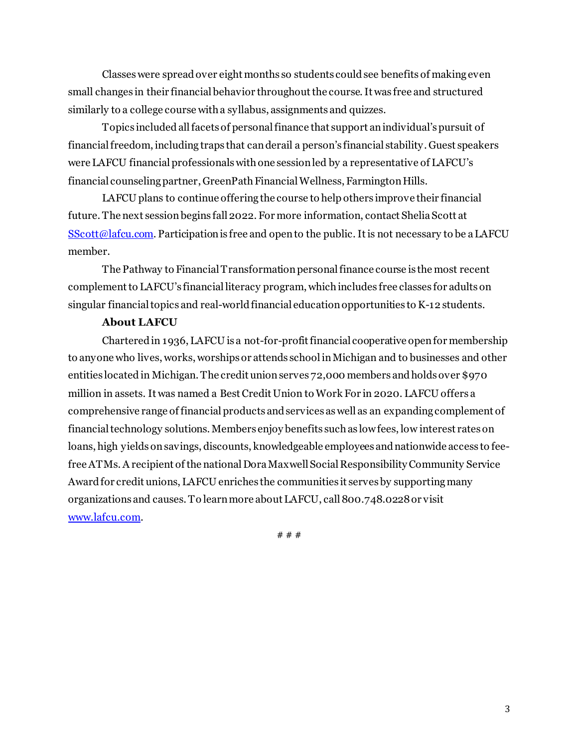Classes were spread over eight months so students could see benefits of making even small changes in their financial behavior throughout the course. It was free and structured similarly to a college course with a syllabus, assignments and quizzes.

Topics included all facets of personal finance that support an individual's pursuit of financial freedom, including traps that can derail a person's financial stability. Guest speakers were LAFCU financial professionals with one session led by a representative of LAFCU's financial counseling partner, GreenPath Financial Wellness, Farmington Hills.

LAFCU plans to continue offering the course to help others improve their financial future. The next session begins fall 2022. For more information, contact Shelia Scott at SScott@lafcu.com. Participation is free and open to the public. It is not necessary to be a LAFCU member.

The Pathway to Financial Transformation personal finance course is the most recent complement to LAFCU's financial literacy program, which includes free classes for adults on singular financial topics and real-world financial education opportunities to K-12 students.

**About LAFCU**

Chartered in 1936, LAFCU is a not-for-profit financial cooperative open for membership to anyone who lives, works, worships or attends school in Michigan and to businesses and other entities located in Michigan. The credit union serves 72,000 members and holds over $970 million in assets. It was named a Best Credit Union to Work For in 2020. LAFCU offers a comprehensive range of financial products and services as well as an expanding complement of financial technology solutions. Members enjoy benefits such as low fees, low interest rates on loans, high yields on savings, discounts, knowledgeable employees and nationwide access to fee-free ATMs. A recipient of the national Dora Maxwell Social Responsibility Community Service Award for credit unions, LAFCU enriches the communities it serves by supporting many organizations and causes. To learn more about LAFCU, call 800.748.0228 or visit www.lafcu.com.

# # #